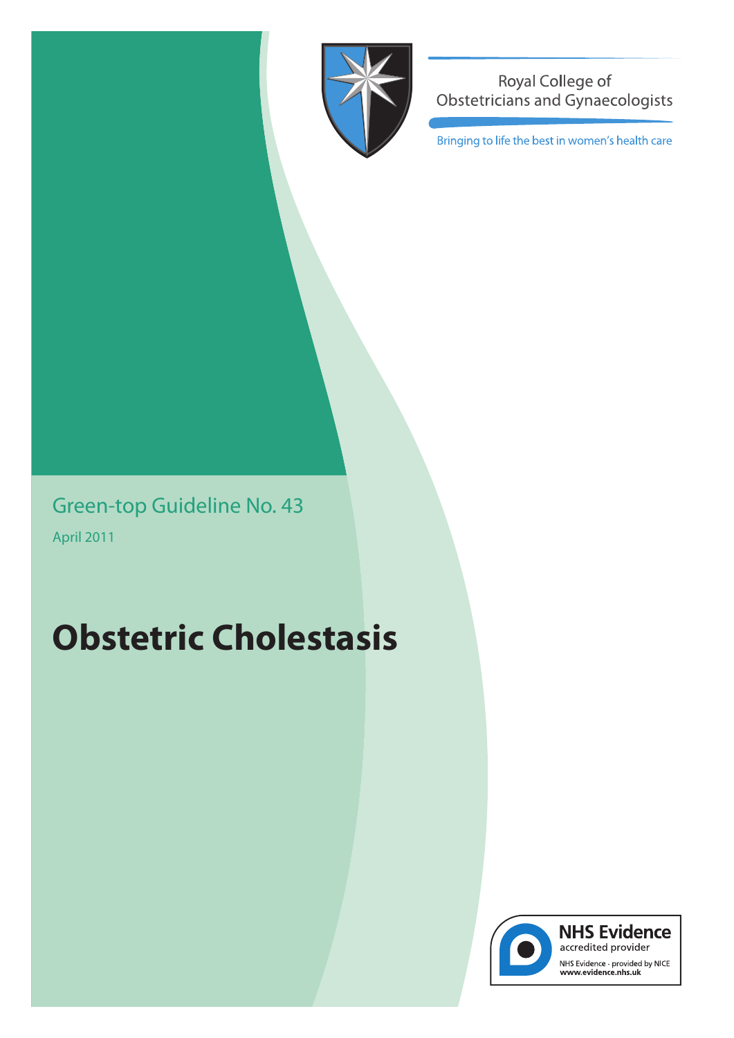Royal College of Obstetricians and Gynaecologists

Bringing to life the best in women's health care

Green-top Guideline No. 43

April 2011

# Obstetric Cholestasis

NHS Evidence accredited provider

NHS Evidence - provided by NICE www.evidence.nhs.uk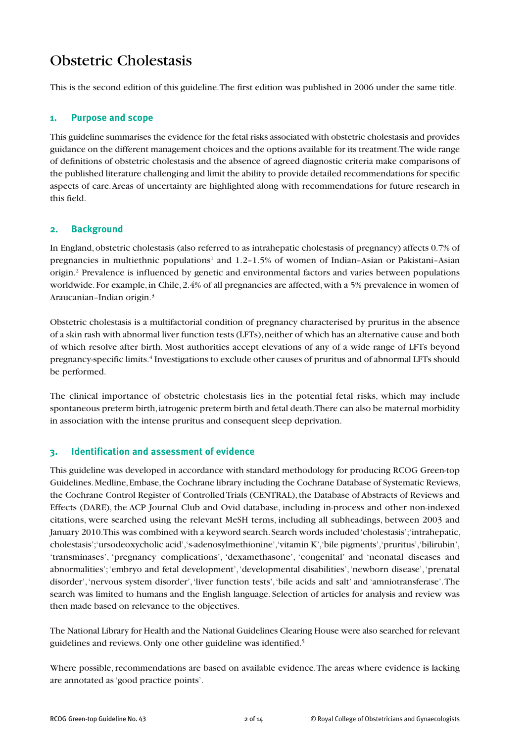# Obstetric Cholestasis

This is the second edition of this guideline. The first edition was published in 2006 under the same title.

## 1. Purpose and scope

This guideline summarises the evidence for the fetal risks associated with obstetric cholestasis and provides guidance on the different management choices and the options available for its treatment. The wide range of definitions of obstetric cholestasis and the absence of agreed diagnostic criteria make comparisons of the published literature challenging and limit the ability to provide detailed recommendations for specific aspects of care. Areas of uncertainty are highlighted along with recommendations for future research in this field.

## 2. Background

In England, obstetric cholestasis (also referred to as intrahepatic cholestasis of pregnancy) affects 0.7% of pregnancies in multiethnic populations[1] and 1.2–1.5% of women of Indian–Asian or Pakistani–Asian origin.[2] Prevalence is influenced by genetic and environmental factors and varies between populations worldwide. For example, in Chile, 2.4% of all pregnancies are affected, with a 5% prevalence in women of Araucanian–Indian origin.[3]

Obstetric cholestasis is a multifactorial condition of pregnancy characterised by pruritus in the absence of a skin rash with abnormal liver function tests (LFTs), neither of which has an alternative cause and both of which resolve after birth. Most authorities accept elevations of any of a wide range of LFTs beyond pregnancy-specific limits.[4] Investigations to exclude other causes of pruritus and of abnormal LFTs should be performed.

The clinical importance of obstetric cholestasis lies in the potential fetal risks, which may include spontaneous preterm birth, iatrogenic preterm birth and fetal death. There can also be maternal morbidity in association with the intense pruritus and consequent sleep deprivation.

## 3. Identification and assessment of evidence

This guideline was developed in accordance with standard methodology for producing RCOG Green-top Guidelines. Medline, Embase, the Cochrane library including the Cochrane Database of Systematic Reviews, the Cochrane Control Register of Controlled Trials (CENTRAL), the Database of Abstracts of Reviews and Effects (DARE), the ACP Journal Club and Ovid database, including in-process and other non-indexed citations, were searched using the relevant MeSH terms, including all subheadings, between 2003 and January 2010. This was combined with a keyword search. Search words included 'cholestasis'; 'intrahepatic, cholestasis'; 'ursodeoxycholic acid', 's-adenosylmethionine', 'vitamin K', 'bile pigments', 'pruritus', 'bilirubin', 'transminases', 'pregnancy complications', 'dexamethasone', 'congenital' and 'neonatal diseases and abnormalities'; 'embryo and fetal development', 'developmental disabilities', 'newborn disease', 'prenatal disorder', 'nervous system disorder', 'liver function tests', 'bile acids and salt' and 'amniotransferase'. The search was limited to humans and the English language. Selection of articles for analysis and review was then made based on relevance to the objectives.

The National Library for Health and the National Guidelines Clearing House were also searched for relevant guidelines and reviews. Only one other guideline was identified.[5]

Where possible, recommendations are based on available evidence. The areas where evidence is lacking are annotated as 'good practice points'.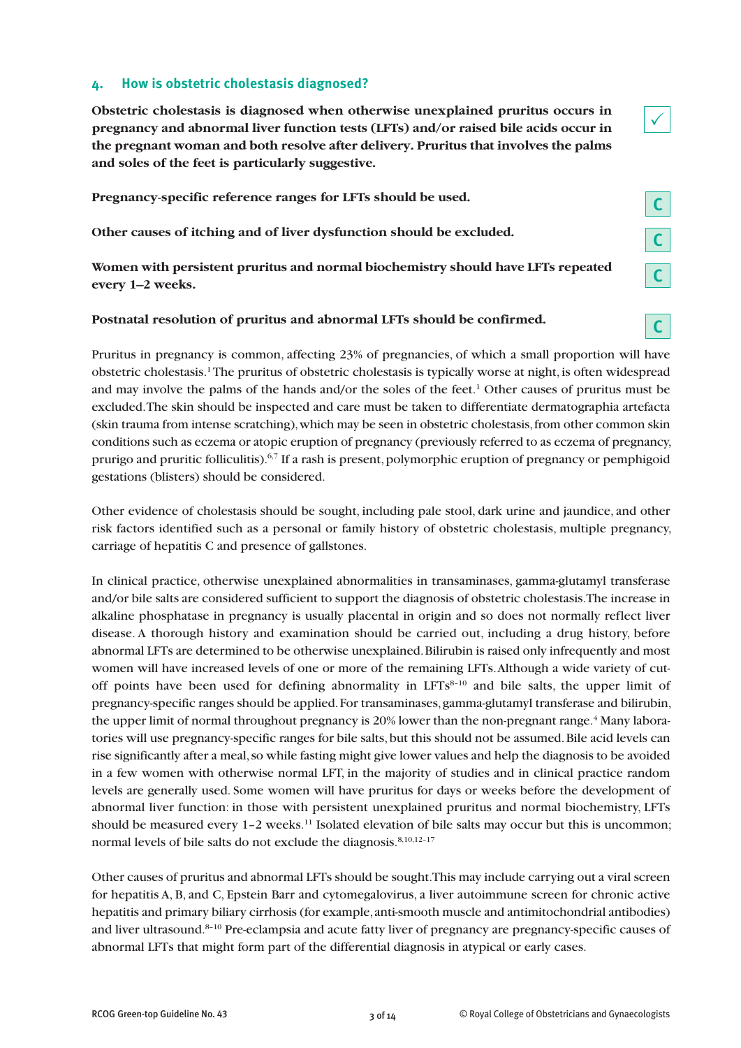## 4. How is obstetric cholestasis diagnosed?

**Obstetric cholestasis is diagnosed when otherwise unexplained pruritus occurs in pregnancy and abnormal liver function tests (LFTs) and/or raised bile acids occur in the pregnant woman and both resolve after delivery. Pruritus that involves the palms and soles of the feet is particularly suggestive.** ✓

**Pregnancy-specific reference ranges for LFTs should be used.** C

**Other causes of itching and of liver dysfunction should be excluded.** C

**Women with persistent pruritus and normal biochemistry should have LFTs repeated every 1–2 weeks.** C

**Postnatal resolution of pruritus and abnormal LFTs should be confirmed.** C

Pruritus in pregnancy is common, affecting 23% of pregnancies, of which a small proportion will have obstetric cholestasis.[1] The pruritus of obstetric cholestasis is typically worse at night, is often widespread and may involve the palms of the hands and/or the soles of the feet.[1] Other causes of pruritus must be excluded. The skin should be inspected and care must be taken to differentiate dermatographia artefacta (skin trauma from intense scratching), which may be seen in obstetric cholestasis, from other common skin conditions such as eczema or atopic eruption of pregnancy (previously referred to as eczema of pregnancy, prurigo and pruritic folliculitis).[6,7] If a rash is present, polymorphic eruption of pregnancy or pemphigoid gestations (blisters) should be considered.

Other evidence of cholestasis should be sought, including pale stool, dark urine and jaundice, and other risk factors identified such as a personal or family history of obstetric cholestasis, multiple pregnancy, carriage of hepatitis C and presence of gallstones.

In clinical practice, otherwise unexplained abnormalities in transaminases, gamma-glutamyl transferase and/or bile salts are considered sufficient to support the diagnosis of obstetric cholestasis. The increase in alkaline phosphatase in pregnancy is usually placental in origin and so does not normally reflect liver disease. A thorough history and examination should be carried out, including a drug history, before abnormal LFTs are determined to be otherwise unexplained. Bilirubin is raised only infrequently and most women will have increased levels of one or more of the remaining LFTs. Although a wide variety of cut-off points have been used for defining abnormality in LFTs[8–10] and bile salts, the upper limit of pregnancy-specific ranges should be applied. For transaminases, gamma-glutamyl transferase and bilirubin, the upper limit of normal throughout pregnancy is 20% lower than the non-pregnant range.[4] Many laboratories will use pregnancy-specific ranges for bile salts, but this should not be assumed. Bile acid levels can rise significantly after a meal, so while fasting might give lower values and help the diagnosis to be avoided in a few women with otherwise normal LFT, in the majority of studies and in clinical practice random levels are generally used. Some women will have pruritus for days or weeks before the development of abnormal liver function: in those with persistent unexplained pruritus and normal biochemistry, LFTs should be measured every 1–2 weeks.[11] Isolated elevation of bile salts may occur but this is uncommon; normal levels of bile salts do not exclude the diagnosis.[8,10,12–17]

Other causes of pruritus and abnormal LFTs should be sought. This may include carrying out a viral screen for hepatitis A, B, and C, Epstein Barr and cytomegalovirus, a liver autoimmune screen for chronic active hepatitis and primary biliary cirrhosis (for example, anti-smooth muscle and antimitochondrial antibodies) and liver ultrasound.[8–10] Pre-eclampsia and acute fatty liver of pregnancy are pregnancy-specific causes of abnormal LFTs that might form part of the differential diagnosis in atypical or early cases.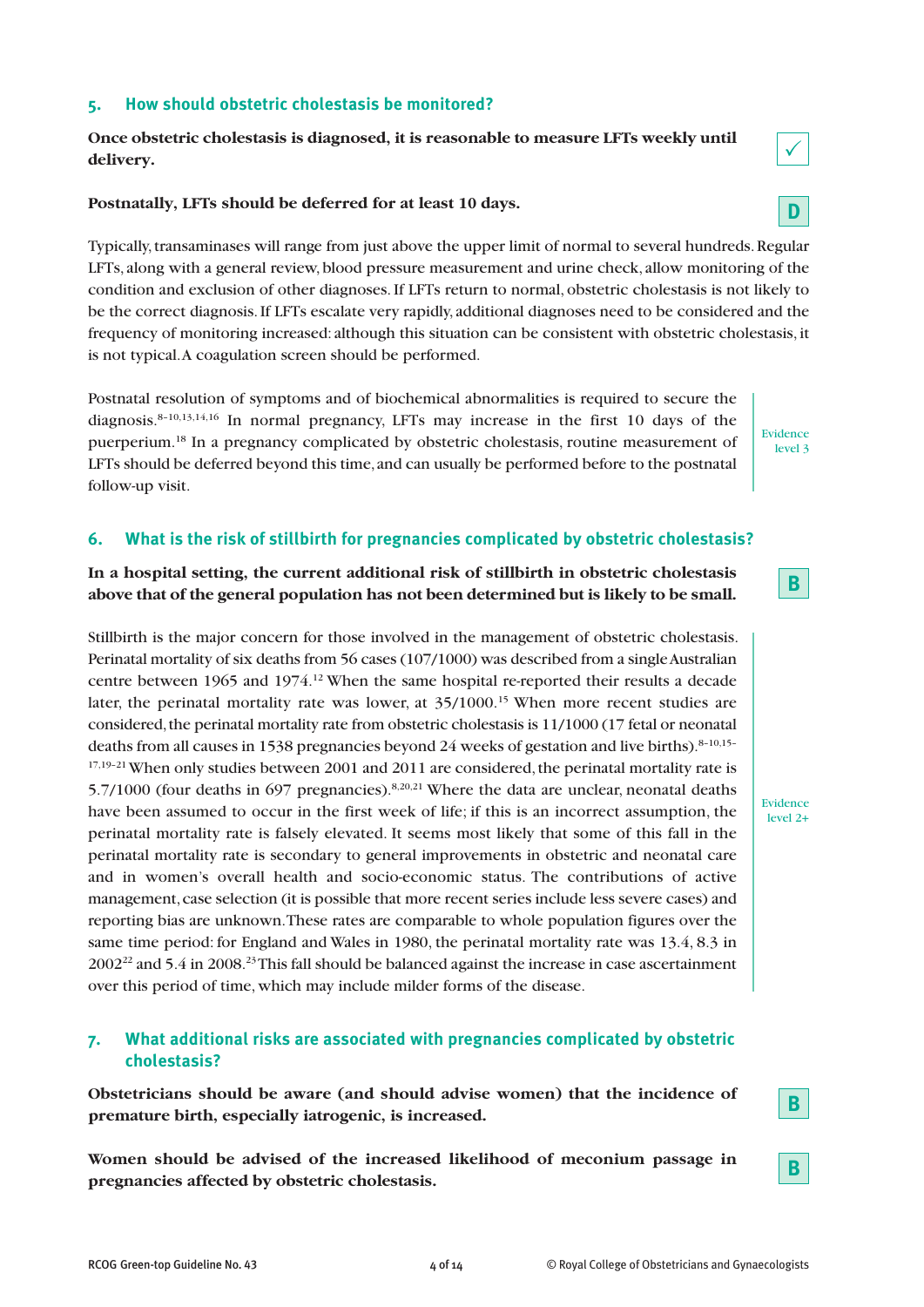## 5. How should obstetric cholestasis be monitored?

**Once obstetric cholestasis is diagnosed, it is reasonable to measure LFTs weekly until delivery.**

✓

**Postnatally, LFTs should be deferred for at least 10 days.**

**D**

Typically, transaminases will range from just above the upper limit of normal to several hundreds. Regular LFTs, along with a general review, blood pressure measurement and urine check, allow monitoring of the condition and exclusion of other diagnoses. If LFTs return to normal, obstetric cholestasis is not likely to be the correct diagnosis. If LFTs escalate very rapidly, additional diagnoses need to be considered and the frequency of monitoring increased: although this situation can be consistent with obstetric cholestasis, it is not typical. A coagulation screen should be performed.

Postnatal resolution of symptoms and of biochemical abnormalities is required to secure the diagnosis.[8–10,13,14,16] In normal pregnancy, LFTs may increase in the first 10 days of the puerperium.[18] In a pregnancy complicated by obstetric cholestasis, routine measurement of LFTs should be deferred beyond this time, and can usually be performed before to the postnatal follow-up visit.

Evidence level 3

## 6. What is the risk of stillbirth for pregnancies complicated by obstetric cholestasis?

**In a hospital setting, the current additional risk of stillbirth in obstetric cholestasis above that of the general population has not been determined but is likely to be small.**

**B**

Stillbirth is the major concern for those involved in the management of obstetric cholestasis. Perinatal mortality of six deaths from 56 cases (107/1000) was described from a single Australian centre between 1965 and 1974.[12] When the same hospital re-reported their results a decade later, the perinatal mortality rate was lower, at 35/1000.[15] When more recent studies are considered, the perinatal mortality rate from obstetric cholestasis is 11/1000 (17 fetal or neonatal deaths from all causes in 1538 pregnancies beyond 24 weeks of gestation and live births).[8–10,15–17,19–21] When only studies between 2001 and 2011 are considered, the perinatal mortality rate is 5.7/1000 (four deaths in 697 pregnancies).[8,20,21] Where the data are unclear, neonatal deaths have been assumed to occur in the first week of life; if this is an incorrect assumption, the perinatal mortality rate is falsely elevated. It seems most likely that some of this fall in the perinatal mortality rate is secondary to general improvements in obstetric and neonatal care and in women's overall health and socio-economic status. The contributions of active management, case selection (it is possible that more recent series include less severe cases) and reporting bias are unknown. These rates are comparable to whole population figures over the same time period: for England and Wales in 1980, the perinatal mortality rate was 13.4, 8.3 in 2002[22] and 5.4 in 2008.[23] This fall should be balanced against the increase in case ascertainment over this period of time, which may include milder forms of the disease.

Evidence level 2+

## 7. What additional risks are associated with pregnancies complicated by obstetric cholestasis?

**Obstetricians should be aware (and should advise women) that the incidence of premature birth, especially iatrogenic, is increased.**

**B**

**Women should be advised of the increased likelihood of meconium passage in pregnancies affected by obstetric cholestasis.**

**B**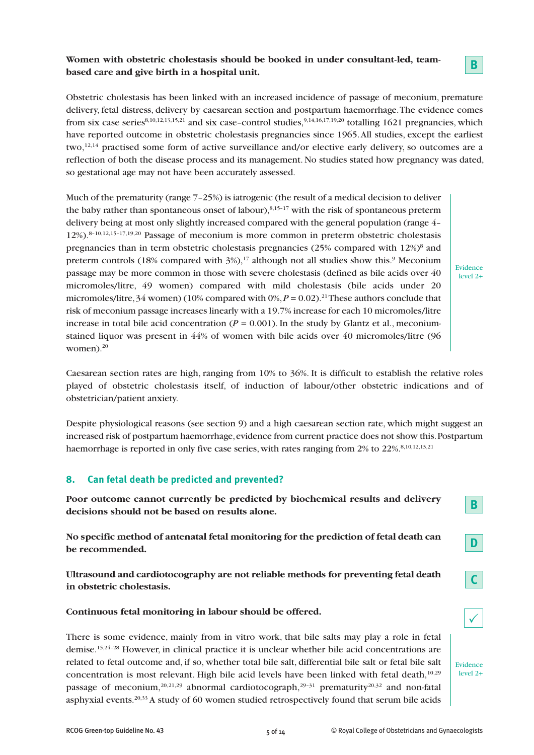**Women with obstetric cholestasis should be booked in under consultant-led, team-based care and give birth in a hospital unit.**

**B**

Obstetric cholestasis has been linked with an increased incidence of passage of meconium, premature delivery, fetal distress, delivery by caesarean section and postpartum haemorrhage. The evidence comes from six case series[8,10,12,13,15,21] and six case–control studies,[9,14,16,17,19,20] totalling 1621 pregnancies, which have reported outcome in obstetric cholestasis pregnancies since 1965. All studies, except the earliest two,[12,14] practised some form of active surveillance and/or elective early delivery, so outcomes are a reflection of both the disease process and its management. No studies stated how pregnancy was dated, so gestational age may not have been accurately assessed.

Much of the prematurity (range 7–25%) is iatrogenic (the result of a medical decision to deliver the baby rather than spontaneous onset of labour),[8,15–17] with the risk of spontaneous preterm delivery being at most only slightly increased compared with the general population (range 4–12%).[8–10,12,15–17,19,20] Passage of meconium is more common in preterm obstetric cholestasis pregnancies than in term obstetric cholestasis pregnancies (25% compared with 12%)[8] and preterm controls (18% compared with 3%),[17] although not all studies show this.[9] Meconium passage may be more common in those with severe cholestasis (defined as bile acids over 40 micromoles/litre, 49 women) compared with mild cholestasis (bile acids under 20 micromoles/litre, 34 women) (10% compared with 0%, $P = 0.02$).[21] These authors conclude that risk of meconium passage increases linearly with a 19.7% increase for each 10 micromoles/litre increase in total bile acid concentration ($P = 0.001$). In the study by Glantz et al., meconium-stained liquor was present in 44% of women with bile acids over 40 micromoles/litre (96 women).[20]

Evidence level 2+

Caesarean section rates are high, ranging from 10% to 36%. It is difficult to establish the relative roles played of obstetric cholestasis itself, of induction of labour/other obstetric indications and of obstetrician/patient anxiety.

Despite physiological reasons (see section 9) and a high caesarean section rate, which might suggest an increased risk of postpartum haemorrhage, evidence from current practice does not show this. Postpartum haemorrhage is reported in only five case series, with rates ranging from 2% to 22%.[8,10,12,13,21]

## 8. Can fetal death be predicted and prevented?

**Poor outcome cannot currently be predicted by biochemical results and delivery decisions should not be based on results alone.**

**B**

**No specific method of antenatal fetal monitoring for the prediction of fetal death can be recommended.**

**D**

**Ultrasound and cardiotocography are not reliable methods for preventing fetal death in obstetric cholestasis.**

**C**

**Continuous fetal monitoring in labour should be offered.**

**✓**

There is some evidence, mainly from in vitro work, that bile salts may play a role in fetal demise.[15,24–28] However, in clinical practice it is unclear whether bile acid concentrations are related to fetal outcome and, if so, whether total bile salt, differential bile salt or fetal bile salt concentration is most relevant. High bile acid levels have been linked with fetal death,[10,29] passage of meconium,[20,21,29] abnormal cardiotocograph,[29–31] prematurity[20,32] and non-fatal asphyxial events.[20,33] A study of 60 women studied retrospectively found that serum bile acids

Evidence level 2+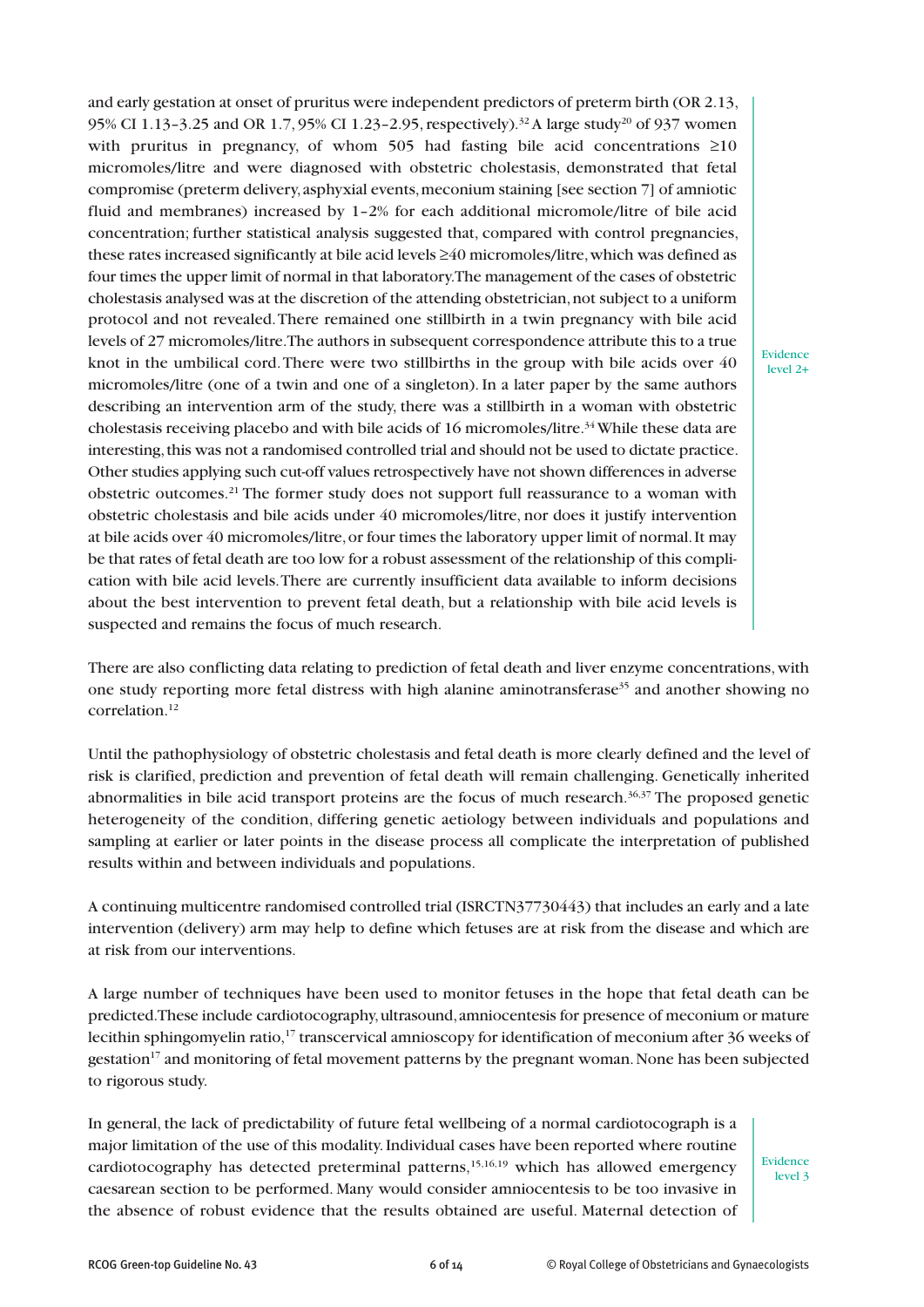and early gestation at onset of pruritus were independent predictors of preterm birth (OR 2.13, 95% CI 1.13–3.25 and OR 1.7, 95% CI 1.23–2.95, respectively).[32] A large study[20] of 937 women with pruritus in pregnancy, of whom 505 had fasting bile acid concentrations ≥10 micromoles/litre and were diagnosed with obstetric cholestasis, demonstrated that fetal compromise (preterm delivery, asphyxial events, meconium staining [see section 7] of amniotic fluid and membranes) increased by 1–2% for each additional micromole/litre of bile acid concentration; further statistical analysis suggested that, compared with control pregnancies, these rates increased significantly at bile acid levels ≥40 micromoles/litre, which was defined as four times the upper limit of normal in that laboratory. The management of the cases of obstetric cholestasis analysed was at the discretion of the attending obstetrician, not subject to a uniform protocol and not revealed. There remained one stillbirth in a twin pregnancy with bile acid levels of 27 micromoles/litre. The authors in subsequent correspondence attribute this to a true knot in the umbilical cord. There were two stillbirths in the group with bile acids over 40 micromoles/litre (one of a twin and one of a singleton). In a later paper by the same authors describing an intervention arm of the study, there was a stillbirth in a woman with obstetric cholestasis receiving placebo and with bile acids of 16 micromoles/litre.[34] While these data are interesting, this was not a randomised controlled trial and should not be used to dictate practice. Other studies applying such cut-off values retrospectively have not shown differences in adverse obstetric outcomes.[21] The former study does not support full reassurance to a woman with obstetric cholestasis and bile acids under 40 micromoles/litre, nor does it justify intervention at bile acids over 40 micromoles/litre, or four times the laboratory upper limit of normal. It may be that rates of fetal death are too low for a robust assessment of the relationship of this complication with bile acid levels. There are currently insufficient data available to inform decisions about the best intervention to prevent fetal death, but a relationship with bile acid levels is suspected and remains the focus of much research.

Evidence level 2+

There are also conflicting data relating to prediction of fetal death and liver enzyme concentrations, with one study reporting more fetal distress with high alanine aminotransferase[35] and another showing no correlation.[12]

Until the pathophysiology of obstetric cholestasis and fetal death is more clearly defined and the level of risk is clarified, prediction and prevention of fetal death will remain challenging. Genetically inherited abnormalities in bile acid transport proteins are the focus of much research.[36,37] The proposed genetic heterogeneity of the condition, differing genetic aetiology between individuals and populations and sampling at earlier or later points in the disease process all complicate the interpretation of published results within and between individuals and populations.

A continuing multicentre randomised controlled trial (ISRCTN37730443) that includes an early and a late intervention (delivery) arm may help to define which fetuses are at risk from the disease and which are at risk from our interventions.

A large number of techniques have been used to monitor fetuses in the hope that fetal death can be predicted. These include cardiotocography, ultrasound, amniocentesis for presence of meconium or mature lecithin sphingomyelin ratio,[17] transcervical amnioscopy for identification of meconium after 36 weeks of gestation[17] and monitoring of fetal movement patterns by the pregnant woman. None has been subjected to rigorous study.

In general, the lack of predictability of future fetal wellbeing of a normal cardiotocograph is a major limitation of the use of this modality. Individual cases have been reported where routine cardiotocography has detected preterminal patterns,[15,16,19] which has allowed emergency caesarean section to be performed. Many would consider amniocentesis to be too invasive in the absence of robust evidence that the results obtained are useful. Maternal detection of

Evidence level 3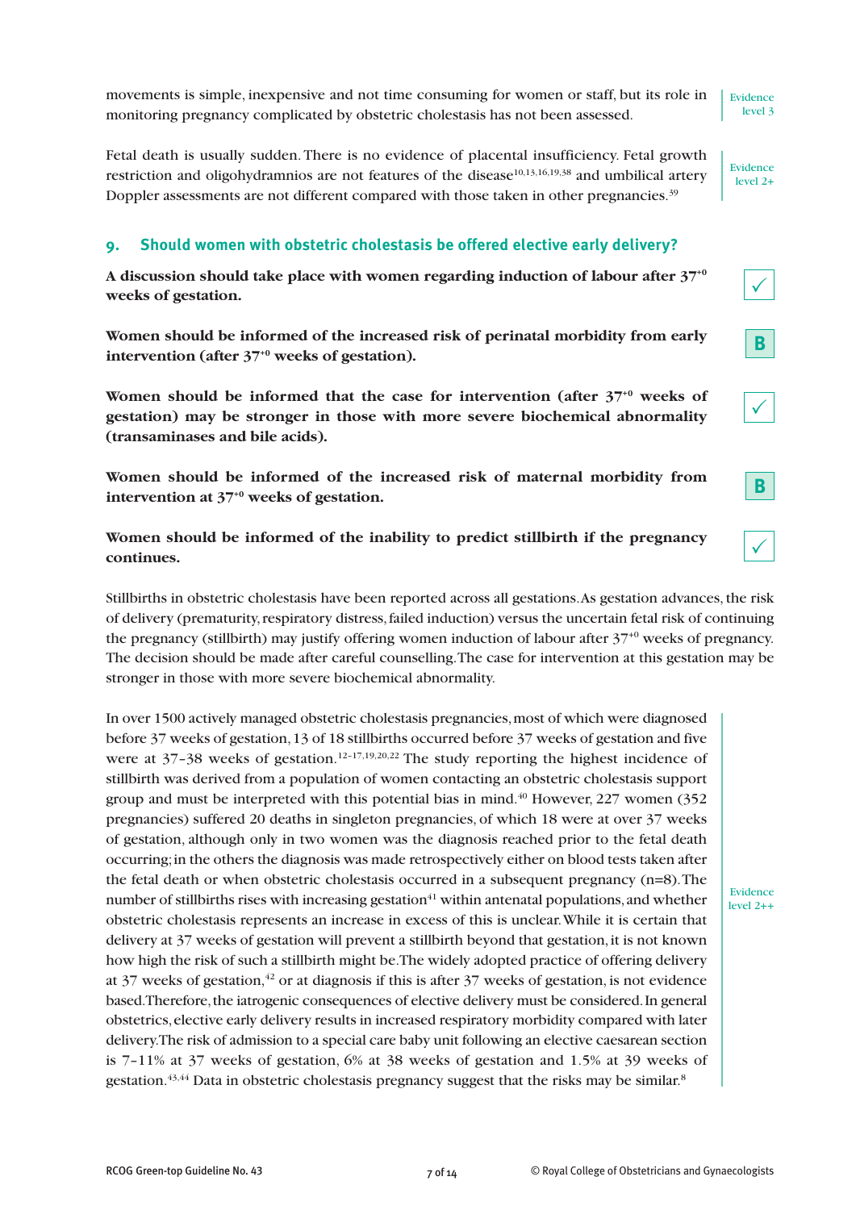movements is simple, inexpensive and not time consuming for women or staff, but its role in monitoring pregnancy complicated by obstetric cholestasis has not been assessed.

Evidence level 3

Fetal death is usually sudden. There is no evidence of placental insufficiency. Fetal growth restriction and oligohydramnios are not features of the disease[10,13,16,19,38] and umbilical artery Doppler assessments are not different compared with those taken in other pregnancies.[39]

Evidence level 2+

## 9. Should women with obstetric cholestasis be offered elective early delivery?

**A discussion should take place with women regarding induction of labour after $37^{+0}$ weeks of gestation.** ✓

**Women should be informed of the increased risk of perinatal morbidity from early intervention (after $37^{+0}$ weeks of gestation).** B

**Women should be informed that the case for intervention (after $37^{+0}$ weeks of gestation) may be stronger in those with more severe biochemical abnormality (transaminases and bile acids).** ✓

**Women should be informed of the increased risk of maternal morbidity from intervention at $37^{+0}$ weeks of gestation.** B

**Women should be informed of the inability to predict stillbirth if the pregnancy continues.** ✓

Stillbirths in obstetric cholestasis have been reported across all gestations. As gestation advances, the risk of delivery (prematurity, respiratory distress, failed induction) versus the uncertain fetal risk of continuing the pregnancy (stillbirth) may justify offering women induction of labour after $37^{+0}$ weeks of pregnancy. The decision should be made after careful counselling. The case for intervention at this gestation may be stronger in those with more severe biochemical abnormality.

In over 1500 actively managed obstetric cholestasis pregnancies, most of which were diagnosed before 37 weeks of gestation, 13 of 18 stillbirths occurred before 37 weeks of gestation and five were at 37–38 weeks of gestation.[12–17,19,20,22] The study reporting the highest incidence of stillbirth was derived from a population of women contacting an obstetric cholestasis support group and must be interpreted with this potential bias in mind.[40] However, 227 women (352 pregnancies) suffered 20 deaths in singleton pregnancies, of which 18 were at over 37 weeks of gestation, although only in two women was the diagnosis reached prior to the fetal death occurring; in the others the diagnosis was made retrospectively either on blood tests taken after the fetal death or when obstetric cholestasis occurred in a subsequent pregnancy (n=8). The number of stillbirths rises with increasing gestation[41] within antenatal populations, and whether obstetric cholestasis represents an increase in excess of this is unclear. While it is certain that delivery at 37 weeks of gestation will prevent a stillbirth beyond that gestation, it is not known how high the risk of such a stillbirth might be. The widely adopted practice of offering delivery at 37 weeks of gestation,[42] or at diagnosis if this is after 37 weeks of gestation, is not evidence based. Therefore, the iatrogenic consequences of elective delivery must be considered. In general obstetrics, elective early delivery results in increased respiratory morbidity compared with later delivery. The risk of admission to a special care baby unit following an elective caesarean section is 7–11% at 37 weeks of gestation, 6% at 38 weeks of gestation and 1.5% at 39 weeks of gestation.[43,44] Data in obstetric cholestasis pregnancy suggest that the risks may be similar.[8]

Evidence level 2++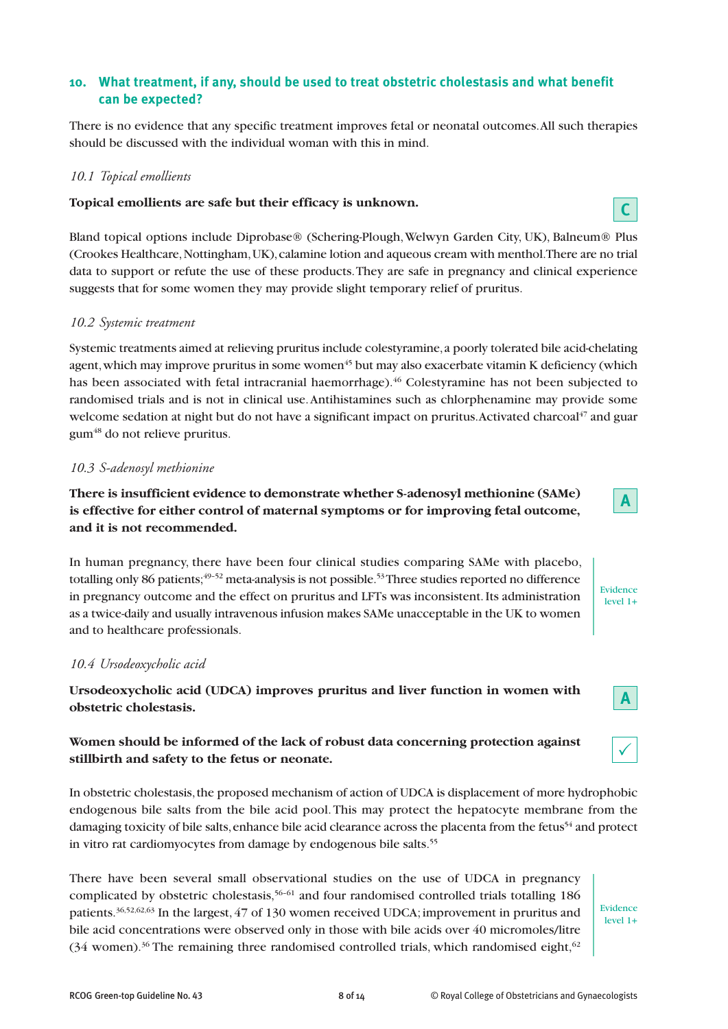## 10. What treatment, if any, should be used to treat obstetric cholestasis and what benefit can be expected?

There is no evidence that any specific treatment improves fetal or neonatal outcomes. All such therapies should be discussed with the individual woman with this in mind.

### *10.1 Topical emollients*

**Topical emollients are safe but their efficacy is unknown.**

C

Bland topical options include Diprobase® (Schering-Plough, Welwyn Garden City, UK), Balneum® Plus (Crookes Healthcare, Nottingham, UK), calamine lotion and aqueous cream with menthol. There are no trial data to support or refute the use of these products. They are safe in pregnancy and clinical experience suggests that for some women they may provide slight temporary relief of pruritus.

### *10.2 Systemic treatment*

Systemic treatments aimed at relieving pruritus include colestyramine, a poorly tolerated bile acid-chelating agent, which may improve pruritus in some women[45] but may also exacerbate vitamin K deficiency (which has been associated with fetal intracranial haemorrhage).[46] Colestyramine has not been subjected to randomised trials and is not in clinical use. Antihistamines such as chlorphenamine may provide some welcome sedation at night but do not have a significant impact on pruritus. Activated charcoal[47] and guar gum[48] do not relieve pruritus.

### *10.3 S-adenosyl methionine*

**There is insufficient evidence to demonstrate whether S-adenosyl methionine (SAMe) is effective for either control of maternal symptoms or for improving fetal outcome, and it is not recommended.**

A

In human pregnancy, there have been four clinical studies comparing SAMe with placebo, totalling only 86 patients;[49–52] meta-analysis is not possible.[53] Three studies reported no difference in pregnancy outcome and the effect on pruritus and LFTs was inconsistent. Its administration as a twice-daily and usually intravenous infusion makes SAMe unacceptable in the UK to women and to healthcare professionals.

Evidence level 1+

### *10.4 Ursodeoxycholic acid*

**Ursodeoxycholic acid (UDCA) improves pruritus and liver function in women with obstetric cholestasis.**

A

**Women should be informed of the lack of robust data concerning protection against stillbirth and safety to the fetus or neonate.**

✓

In obstetric cholestasis, the proposed mechanism of action of UDCA is displacement of more hydrophobic endogenous bile salts from the bile acid pool. This may protect the hepatocyte membrane from the damaging toxicity of bile salts, enhance bile acid clearance across the placenta from the fetus[54] and protect in vitro rat cardiomyocytes from damage by endogenous bile salts.[55]

There have been several small observational studies on the use of UDCA in pregnancy complicated by obstetric cholestasis,[56–61] and four randomised controlled trials totalling 186 patients.[36,52,62,63] In the largest, 47 of 130 women received UDCA; improvement in pruritus and bile acid concentrations were observed only in those with bile acids over 40 micromoles/litre (34 women).[36] The remaining three randomised controlled trials, which randomised eight,[62]

Evidence level 1+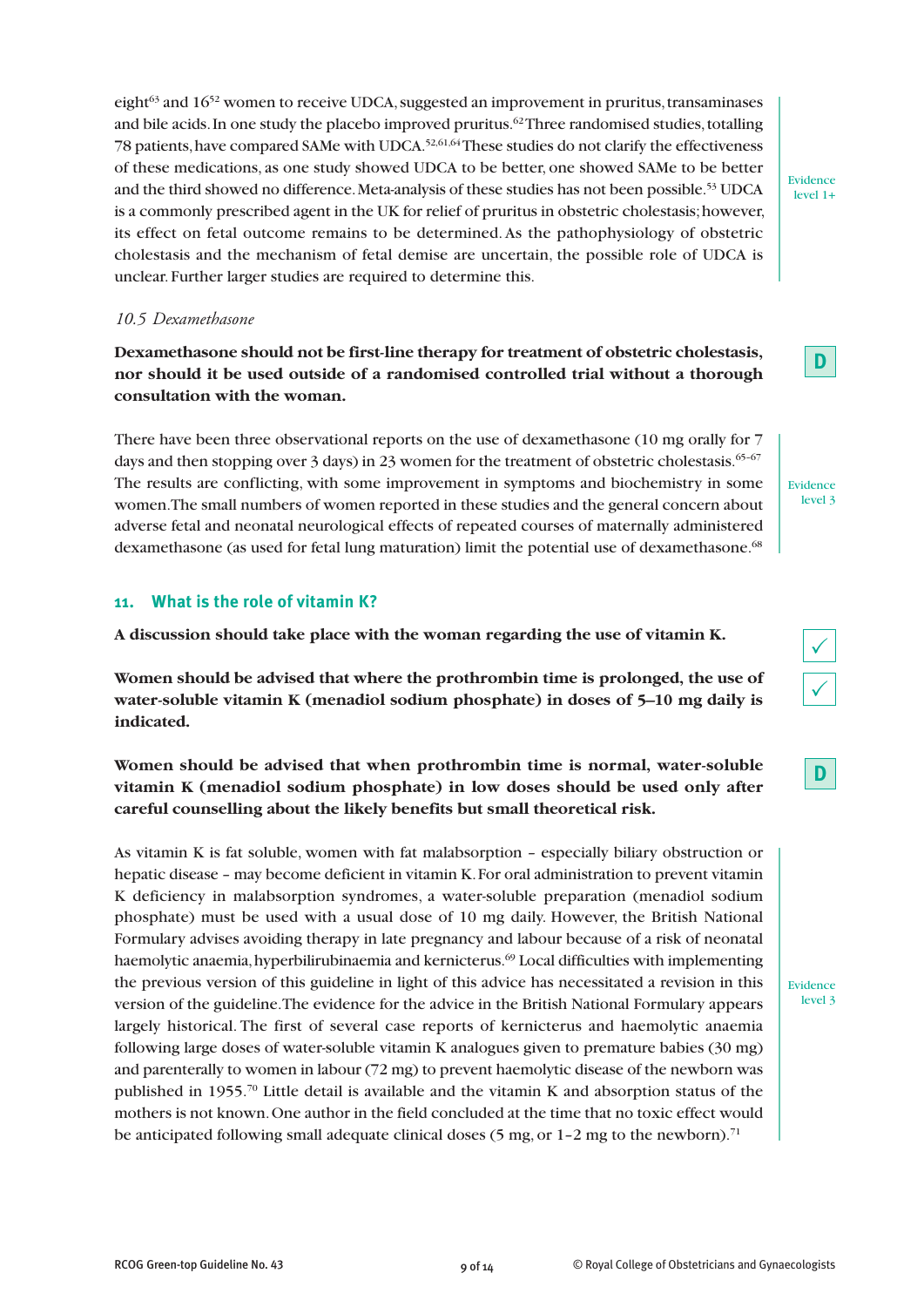eight[63] and 16[52] women to receive UDCA, suggested an improvement in pruritus, transaminases and bile acids. In one study the placebo improved pruritus.[62] Three randomised studies, totalling 78 patients, have compared SAMe with UDCA.[52,61,64] These studies do not clarify the effectiveness of these medications, as one study showed UDCA to be better, one showed SAMe to be better and the third showed no difference. Meta-analysis of these studies has not been possible.[53] UDCA is a commonly prescribed agent in the UK for relief of pruritus in obstetric cholestasis; however, its effect on fetal outcome remains to be determined. As the pathophysiology of obstetric cholestasis and the mechanism of fetal demise are uncertain, the possible role of UDCA is unclear. Further larger studies are required to determine this.

Evidence level 1+

### *10.5 Dexamethasone*

**Dexamethasone should not be first-line therapy for treatment of obstetric cholestasis, nor should it be used outside of a randomised controlled trial without a thorough consultation with the woman.**

D

There have been three observational reports on the use of dexamethasone (10 mg orally for 7 days and then stopping over 3 days) in 23 women for the treatment of obstetric cholestasis.[65–67] The results are conflicting, with some improvement in symptoms and biochemistry in some women. The small numbers of women reported in these studies and the general concern about adverse fetal and neonatal neurological effects of repeated courses of maternally administered dexamethasone (as used for fetal lung maturation) limit the potential use of dexamethasone.[68]

Evidence level 3

## 11. What is the role of vitamin K?

**A discussion should take place with the woman regarding the use of vitamin K.**

✓

**Women should be advised that where the prothrombin time is prolonged, the use of water-soluble vitamin K (menadiol sodium phosphate) in doses of 5–10 mg daily is indicated.**

✓

**Women should be advised that when prothrombin time is normal, water-soluble vitamin K (menadiol sodium phosphate) in low doses should be used only after careful counselling about the likely benefits but small theoretical risk.**

D

As vitamin K is fat soluble, women with fat malabsorption – especially biliary obstruction or hepatic disease – may become deficient in vitamin K. For oral administration to prevent vitamin K deficiency in malabsorption syndromes, a water-soluble preparation (menadiol sodium phosphate) must be used with a usual dose of 10 mg daily. However, the British National Formulary advises avoiding therapy in late pregnancy and labour because of a risk of neonatal haemolytic anaemia, hyperbilirubinaemia and kernicterus.[69] Local difficulties with implementing the previous version of this guideline in light of this advice has necessitated a revision in this version of the guideline. The evidence for the advice in the British National Formulary appears largely historical. The first of several case reports of kernicterus and haemolytic anaemia following large doses of water-soluble vitamin K analogues given to premature babies (30 mg) and parenterally to women in labour (72 mg) to prevent haemolytic disease of the newborn was published in 1955.[70] Little detail is available and the vitamin K and absorption status of the mothers is not known. One author in the field concluded at the time that no toxic effect would be anticipated following small adequate clinical doses (5 mg, or 1–2 mg to the newborn).[71]

Evidence level 3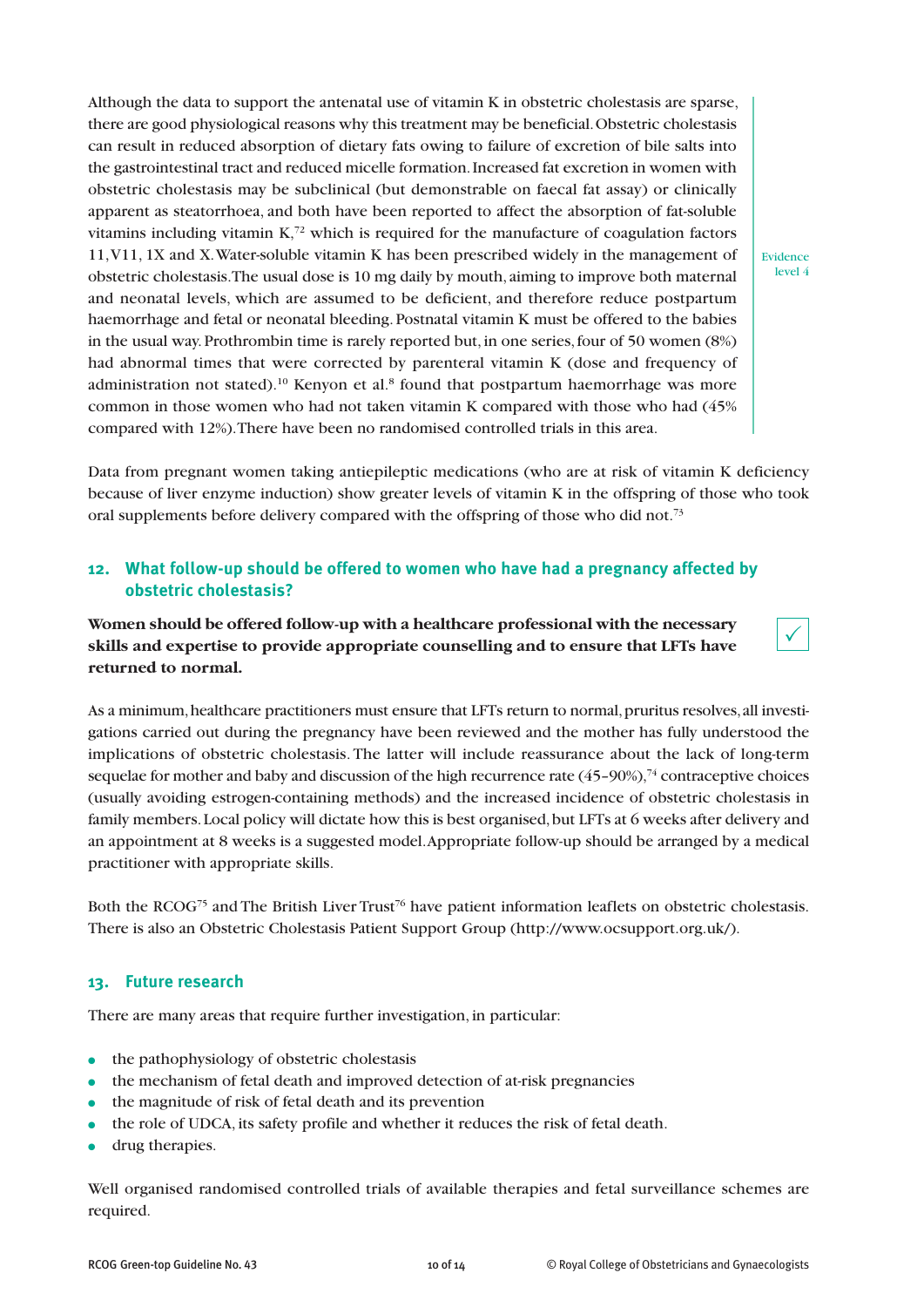Although the data to support the antenatal use of vitamin K in obstetric cholestasis are sparse, there are good physiological reasons why this treatment may be beneficial. Obstetric cholestasis can result in reduced absorption of dietary fats owing to failure of excretion of bile salts into the gastrointestinal tract and reduced micelle formation. Increased fat excretion in women with obstetric cholestasis may be subclinical (but demonstrable on faecal fat assay) or clinically apparent as steatorrhoea, and both have been reported to affect the absorption of fat-soluble vitamins including vitamin K,[72] which is required for the manufacture of coagulation factors 11, V11, 1X and X. Water-soluble vitamin K has been prescribed widely in the management of obstetric cholestasis. The usual dose is 10 mg daily by mouth, aiming to improve both maternal and neonatal levels, which are assumed to be deficient, and therefore reduce postpartum haemorrhage and fetal or neonatal bleeding. Postnatal vitamin K must be offered to the babies in the usual way. Prothrombin time is rarely reported but, in one series, four of 50 women (8%) had abnormal times that were corrected by parenteral vitamin K (dose and frequency of administration not stated).[10] Kenyon et al.[8] found that postpartum haemorrhage was more common in those women who had not taken vitamin K compared with those who had (45% compared with 12%). There have been no randomised controlled trials in this area.

Evidence level 4

Data from pregnant women taking antiepileptic medications (who are at risk of vitamin K deficiency because of liver enzyme induction) show greater levels of vitamin K in the offspring of those who took oral supplements before delivery compared with the offspring of those who did not.[73]

## 12. What follow-up should be offered to women who have had a pregnancy affected by obstetric cholestasis?

**Women should be offered follow-up with a healthcare professional with the necessary skills and expertise to provide appropriate counselling and to ensure that LFTs have returned to normal.** ✓

As a minimum, healthcare practitioners must ensure that LFTs return to normal, pruritus resolves, all investigations carried out during the pregnancy have been reviewed and the mother has fully understood the implications of obstetric cholestasis. The latter will include reassurance about the lack of long-term sequelae for mother and baby and discussion of the high recurrence rate (45–90%),[74] contraceptive choices (usually avoiding estrogen-containing methods) and the increased incidence of obstetric cholestasis in family members. Local policy will dictate how this is best organised, but LFTs at 6 weeks after delivery and an appointment at 8 weeks is a suggested model. Appropriate follow-up should be arranged by a medical practitioner with appropriate skills.

Both the RCOG[75] and The British Liver Trust[76] have patient information leaflets on obstetric cholestasis. There is also an Obstetric Cholestasis Patient Support Group (http://www.ocsupport.org.uk/).

## 13. Future research

There are many areas that require further investigation, in particular:

- the pathophysiology of obstetric cholestasis
- the mechanism of fetal death and improved detection of at-risk pregnancies
- the magnitude of risk of fetal death and its prevention
- the role of UDCA, its safety profile and whether it reduces the risk of fetal death.
- drug therapies.

Well organised randomised controlled trials of available therapies and fetal surveillance schemes are required.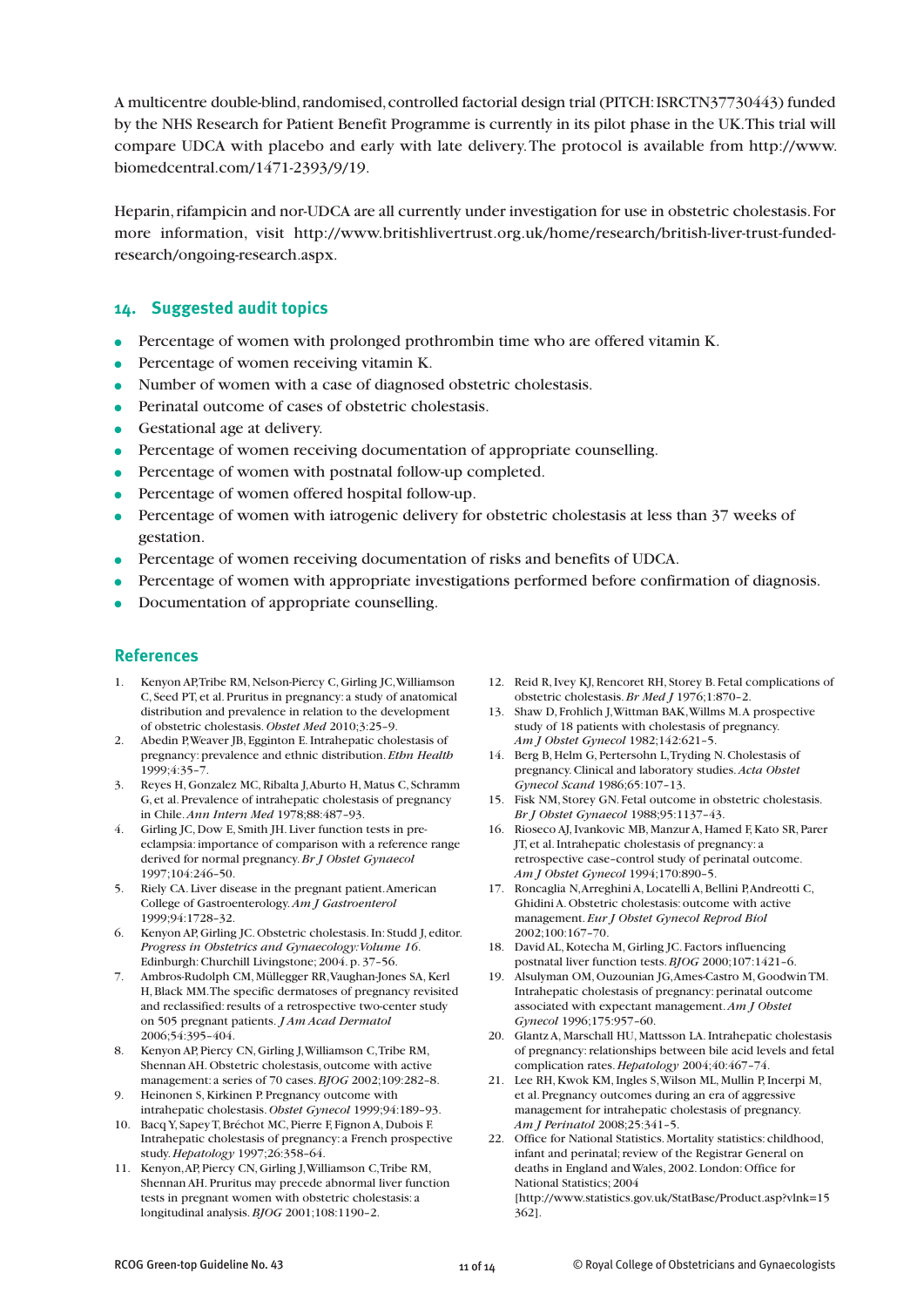A multicentre double-blind, randomised, controlled factorial design trial (PITCH: ISRCTN37730443) funded by the NHS Research for Patient Benefit Programme is currently in its pilot phase in the UK. This trial will compare UDCA with placebo and early with late delivery. The protocol is available from http://www.biomedcentral.com/1471-2393/9/19.

Heparin, rifampicin and nor-UDCA are all currently under investigation for use in obstetric cholestasis. For more information, visit http://www.britishlivertrust.org.uk/home/research/british-liver-trust-funded-research/ongoing-research.aspx.

## 14. Suggested audit topics

- Percentage of women with prolonged prothrombin time who are offered vitamin K.
- Percentage of women receiving vitamin K.
- Number of women with a case of diagnosed obstetric cholestasis.
- Perinatal outcome of cases of obstetric cholestasis.
- Gestational age at delivery.
- Percentage of women receiving documentation of appropriate counselling.
- Percentage of women with postnatal follow-up completed.
- Percentage of women offered hospital follow-up.
- Percentage of women with iatrogenic delivery for obstetric cholestasis at less than 37 weeks of gestation.
- Percentage of women receiving documentation of risks and benefits of UDCA.
- Percentage of women with appropriate investigations performed before confirmation of diagnosis.
- Documentation of appropriate counselling.

## References

1. Kenyon AP, Tribe RM, Nelson-Piercy C, Girling JC, Williamson C, Seed PT, et al. Pruritus in pregnancy: a study of anatomical distribution and prevalence in relation to the development of obstetric cholestasis. *Obstet Med* 2010;3:25–9.
2. Abedin P, Weaver JB, Egginton E. Intrahepatic cholestasis of pregnancy: prevalence and ethnic distribution. *Ethn Health* 1999;4:35–7.
3. Reyes H, Gonzalez MC, Ribalta J, Aburto H, Matus C, Schramm G, et al. Prevalence of intrahepatic cholestasis of pregnancy in Chile. *Ann Intern Med* 1978;88:487–93.
4. Girling JC, Dow E, Smith JH. Liver function tests in pre-eclampsia: importance of comparison with a reference range derived for normal pregnancy. *Br J Obstet Gynaecol* 1997;104:246–50.
5. Riely CA. Liver disease in the pregnant patient. American College of Gastroenterology. *Am J Gastroenterol* 1999;94:1728–32.
6. Kenyon AP, Girling JC. Obstetric cholestasis. In: Studd J, editor. *Progress in Obstetrics and Gynaecology: Volume 16*. Edinburgh: Churchill Livingstone; 2004. p. 37–56.
7. Ambros-Rudolph CM, Müllegger RR, Vaughan-Jones SA, Kerl H, Black MM. The specific dermatoses of pregnancy revisited and reclassified: results of a retrospective two-center study on 505 pregnant patients. *J Am Acad Dermatol* 2006;54:395–404.
8. Kenyon AP, Piercy CN, Girling J, Williamson C, Tribe RM, Shennan AH. Obstetric cholestasis, outcome with active management: a series of 70 cases. *BJOG* 2002;109:282–8.
9. Heinonen S, Kirkinen P. Pregnancy outcome with intrahepatic cholestasis. *Obstet Gynecol* 1999;94:189–93.
10. Bacq Y, Sapey T, Bréchot MC, Pierre F, Fignon A, Dubois F. Intrahepatic cholestasis of pregnancy: a French prospective study. *Hepatology* 1997;26:358–64.
11. Kenyon, AP, Piercy CN, Girling J, Williamson C, Tribe RM, Shennan AH. Pruritus may precede abnormal liver function tests in pregnant women with obstetric cholestasis: a longitudinal analysis. *BJOG* 2001;108:1190–2.
12. Reid R, Ivey KJ, Rencoret RH, Storey B. Fetal complications of obstetric cholestasis. *Br Med J* 1976;1:870–2.
13. Shaw D, Frohlich J, Wittman BAK, Willms M. A prospective study of 18 patients with cholestasis of pregnancy. *Am J Obstet Gynecol* 1982;142:621–5.
14. Berg B, Helm G, Pertersohn L, Tryding N. Cholestasis of pregnancy. Clinical and laboratory studies. *Acta Obstet Gynecol Scand* 1986;65:107–13.
15. Fisk NM, Storey GN. Fetal outcome in obstetric cholestasis. *Br J Obstet Gynaecol* 1988;95:1137–43.
16. Rioseco AJ, Ivankovic MB, Manzur A, Hamed F, Kato SR, Parer JT, et al. Intrahepatic cholestasis of pregnancy: a retrospective case–control study of perinatal outcome. *Am J Obstet Gynecol* 1994;170:890–5.
17. Roncaglia N, Arreghini A, Locatelli A, Bellini P, Andreotti C, Ghidini A. Obstetric cholestasis: outcome with active management. *Eur J Obstet Gynecol Reprod Biol* 2002;100:167–70.
18. David AL, Kotecha M, Girling JC. Factors influencing postnatal liver function tests. *BJOG* 2000;107:1421–6.
19. Alsulyman OM, Ouzounian JG, Ames-Castro M, Goodwin TM. Intrahepatic cholestasis of pregnancy: perinatal outcome associated with expectant management. *Am J Obstet Gynecol* 1996;175:957–60.
20. Glantz A, Marschall HU, Mattsson LA. Intrahepatic cholestasis of pregnancy: relationships between bile acid levels and fetal complication rates. *Hepatology* 2004;40:467–74.
21. Lee RH, Kwok KM, Ingles S, Wilson ML, Mullin P, Incerpi M, et al. Pregnancy outcomes during an era of aggressive management for intrahepatic cholestasis of pregnancy. *Am J Perinatol* 2008;25:341–5.
22. Office for National Statistics. Mortality statistics: childhood, infant and perinatal; review of the Registrar General on deaths in England and Wales, 2002. London: Office for National Statistics; 2004 [http://www.statistics.gov.uk/StatBase/Product.asp?vlnk=15362].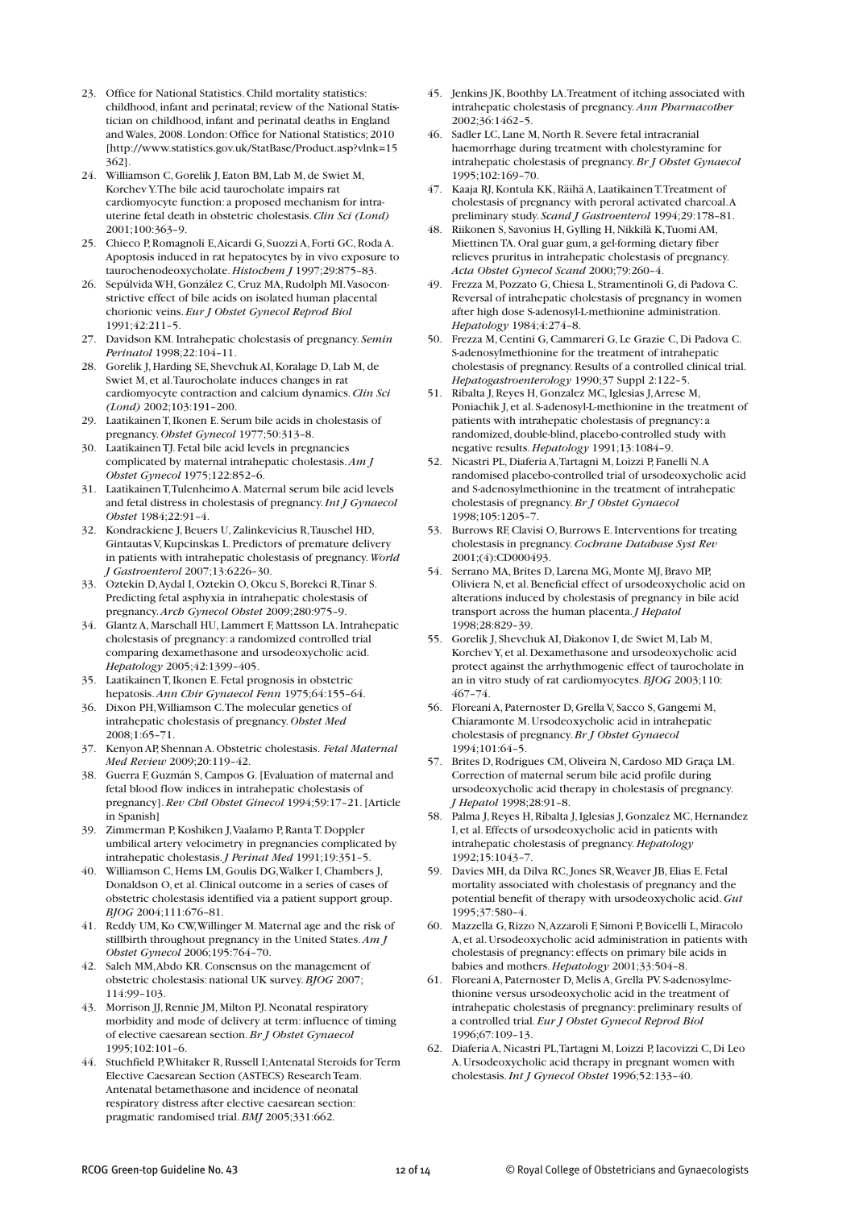23. Office for National Statistics. Child mortality statistics: childhood, infant and perinatal; review of the National Statistician on childhood, infant and perinatal deaths in England and Wales, 2008. London: Office for National Statistics; 2010 [http://www.statistics.gov.uk/StatBase/Product.asp?vlnk=15362].
24. Williamson C, Gorelik J, Eaton BM, Lab M, de Swiet M, Korchev Y. The bile acid taurocholate impairs rat cardiomyocyte function: a proposed mechanism for intra-uterine fetal death in obstetric cholestasis. *Clin Sci (Lond)* 2001;100:363–9.
25. Chieco P, Romagnoli E, Aicardi G, Suozzi A, Forti GC, Roda A. Apoptosis induced in rat hepatocytes by in vivo exposure to taurochenodeoxycholate. *Histochem J* 1997;29:875–83.
26. Sepúlveda WH, González C, Cruz MA, Rudolph MI. Vasoconstrictive effect of bile acids on isolated human placental chorionic veins. *Eur J Obstet Gynecol Reprod Biol* 1991;42:211–5.
27. Davidson KM. Intrahepatic cholestasis of pregnancy. *Semin Perinatol* 1998;22:104–11.
28. Gorelik J, Harding SE, Shevchuk AI, Koralage D, Lab M, de Swiet M, et al. Taurocholate induces changes in rat cardiomyocyte contraction and calcium dynamics. *Clin Sci (Lond)* 2002;103:191–200.
29. Laatikainen T, Ikonen E. Serum bile acids in cholestasis of pregnancy. *Obstet Gynecol* 1977;50:313–8.
30. Laatikainen TJ. Fetal bile acid levels in pregnancies complicated by maternal intrahepatic cholestasis. *Am J Obstet Gynecol* 1975;122:852–6.
31. Laatikainen T, Tulenheimo A. Maternal serum bile acid levels and fetal distress in cholestasis of pregnancy. *Int J Gynaecol Obstet* 1984;22:91–4.
32. Kondrackiene J, Beuers U, Zalinkevicius R, Tauschel HD, Gintautas V, Kupcinskas L. Predictors of premature delivery in patients with intrahepatic cholestasis of pregnancy. *World J Gastroenterol* 2007;13:6226–30.
33. Oztekin D, Aydal I, Oztekin O, Okcu S, Borekci R, Tinar S. Predicting fetal asphyxia in intrahepatic cholestasis of pregnancy. *Arch Gynecol Obstet* 2009;280:975–9.
34. Glantz A, Marschall HU, Lammert F, Mattsson LA. Intrahepatic cholestasis of pregnancy: a randomized controlled trial comparing dexamethasone and ursodeoxycholic acid. *Hepatology* 2005;42:1399–405.
35. Laatikainen T, Ikonen E. Fetal prognosis in obstetric hepatosis. *Ann Chir Gynaecol Fenn* 1975;64:155–64.
36. Dixon PH, Williamson C. The molecular genetics of intrahepatic cholestasis of pregnancy. *Obstet Med* 2008;1:65–71.
37. Kenyon AP, Shennan A. Obstetric cholestasis. *Fetal Maternal Med Review* 2009;20:119–42.
38. Guerra F, Guzmán S, Campos G. [Evaluation of maternal and fetal blood flow indices in intrahepatic cholestasis of pregnancy]. *Rev Chil Obstet Ginecol* 1994;59:17–21. [Article in Spanish]
39. Zimmerman P, Koshiken J, Vaalamo P, Ranta T. Doppler umbilical artery velocimetry in pregnancies complicated by intrahepatic cholestasis. *J Perinat Med* 1991;19:351–5.
40. Williamson C, Hems LM, Goulis DG, Walker I, Chambers J, Donaldson O, et al. Clinical outcome in a series of cases of obstetric cholestasis identified via a patient support group. *BJOG* 2004;111:676–81.
41. Reddy UM, Ko CW, Willinger M. Maternal age and the risk of stillbirth throughout pregnancy in the United States. *Am J Obstet Gynecol* 2006;195:764–70.
42. Saleh MM, Abdo KR. Consensus on the management of obstetric cholestasis: national UK survey. *BJOG* 2007; 114:99–103.
43. Morrison JJ, Rennie JM, Milton PJ. Neonatal respiratory morbidity and mode of delivery at term: influence of timing of elective caesarean section. *Br J Obstet Gynaecol* 1995;102:101–6.
44. Stuchfield P, Whitaker R, Russell I; Antenatal Steroids for Term Elective Caesarean Section (ASTECS) Research Team. Antenatal betamethasone and incidence of neonatal respiratory distress after elective caesarean section: pragmatic randomised trial. *BMJ* 2005;331:662.
45. Jenkins JK, Boothby LA. Treatment of itching associated with intrahepatic cholestasis of pregnancy. *Ann Pharmacother* 2002;36:1462–5.
46. Sadler LC, Lane M, North R. Severe fetal intracranial haemorrhage during treatment with cholestyramine for intrahepatic cholestasis of pregnancy. *Br J Obstet Gynaecol* 1995;102:169–70.
47. Kaaja RJ, Kontula KK, Räihä A, Laatikainen T. Treatment of cholestasis of pregnancy with peroral activated charcoal. A preliminary study. *Scand J Gastroenterol* 1994;29:178–81.
48. Riikonen S, Savonius H, Gylling H, Nikkilä K, Tuomi AM, Miettinen TA. Oral guar gum, a gel-forming dietary fiber relieves pruritus in intrahepatic cholestasis of pregnancy. *Acta Obstet Gynecol Scand* 2000;79:260–4.
49. Frezza M, Pozzato G, Chiesa L, Stramentinoli G, di Padova C. Reversal of intrahepatic cholestasis of pregnancy in women after high dose S-adenosyl-L-methionine administration. *Hepatology* 1984;4:274–8.
50. Frezza M, Centini G, Cammareri G, Le Grazie C, Di Padova C. S-adenosylmethionine for the treatment of intrahepatic cholestasis of pregnancy. Results of a controlled clinical trial. *Hepatogastroenterology* 1990;37 Suppl 2:122–5.
51. Ribalta J, Reyes H, Gonzalez MC, Iglesias J, Arrese M, Poniachik J, et al. S-adenosyl-L-methionine in the treatment of patients with intrahepatic cholestasis of pregnancy: a randomized, double-blind, placebo-controlled study with negative results. *Hepatology* 1991;13:1084–9.
52. Nicastri PL, Diaferia A, Tartagni M, Loizzi P, Fanelli N. A randomised placebo-controlled trial of ursodeoxycholic acid and S-adenosylmethionine in the treatment of intrahepatic cholestasis of pregnancy. *Br J Obstet Gynaecol* 1998;105:1205–7.
53. Burrows RF, Clavisi O, Burrows E. Interventions for treating cholestasis in pregnancy. *Cochrane Database Syst Rev* 2001;(4):CD000493.
54. Serrano MA, Brites D, Larena MG, Monte MJ, Bravo MP, Oliviera N, et al. Beneficial effect of ursodeoxycholic acid on alterations induced by cholestasis of pregnancy in bile acid transport across the human placenta. *J Hepatol* 1998;28:829–39.
55. Gorelik J, Shevchuk AI, Diakonov I, de Swiet M, Lab M, Korchev Y, et al. Dexamethasone and ursodeoxycholic acid protect against the arrhythmogenic effect of taurocholate in an in vitro study of rat cardiomyocytes. *BJOG* 2003;110: 467–74.
56. Floreani A, Paternoster D, Grella V, Sacco S, Gangemi M, Chiaramonte M. Ursodeoxycholic acid in intrahepatic cholestasis of pregnancy. *Br J Obstet Gynaecol* 1994;101:64–5.
57. Brites D, Rodrigues CM, Oliveira N, Cardoso MD Graça LM. Correction of maternal serum bile acid profile during ursodeoxycholic acid therapy in cholestasis of pregnancy. *J Hepatol* 1998;28:91–8.
58. Palma J, Reyes H, Ribalta J, Iglesias J, Gonzalez MC, Hernandez I, et al. Effects of ursodeoxycholic acid in patients with intrahepatic cholestasis of pregnancy. *Hepatology* 1992;15:1043–7.
59. Davies MH, da Dilva RC, Jones SR, Weaver JB, Elias E. Fetal mortality associated with cholestasis of pregnancy and the potential benefit of therapy with ursodeoxycholic acid. *Gut* 1995;37:580–4.
60. Mazzella G, Rizzo N, Azzaroli F, Simoni P, Bovicelli L, Miracolo A, et al. Ursodeoxycholic acid administration in patients with cholestasis of pregnancy: effects on primary bile acids in babies and mothers. *Hepatology* 2001;33:504–8.
61. Floreani A, Paternoster D, Melis A, Grella PV. S-adenosylmethionine versus ursodeoxycholic acid in the treatment of intrahepatic cholestasis of pregnancy: preliminary results of a controlled trial. *Eur J Obstet Gynecol Reprod Biol* 1996;67:109–13.
62. Diaferia A, Nicastri PL, Tartagni M, Loizzi P, Iacovizzi C, Di Leo A. Ursodeoxycholic acid therapy in pregnant women with cholestasis. *Int J Gynecol Obstet* 1996;52:133–40.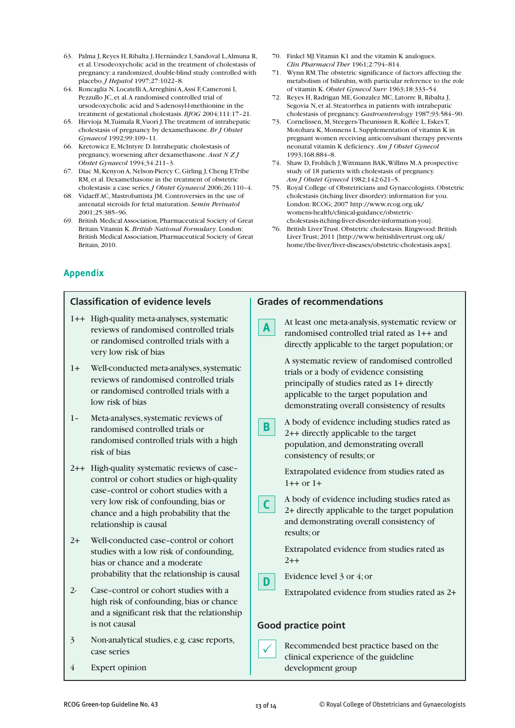63. Palma J, Reyes H, Ribalta J, Hernández I, Sandoval L, Almuna R, et al. Ursodeoxycholic acid in the treatment of cholestasis of pregnancy: a randomized, double-blind study controlled with placebo. *J Hepatol* 1997;27:1022–8.
64. Roncaglia N, Locatelli A, Arreghini A, Assi F, Cameroni I, Pezzullo JC, et al. A randomised controlled trial of ursodeoxycholic acid and S-adenosyl-l-methionine in the treatment of gestational cholestasis. *BJOG* 2004;111:17–21.
65. Hirvioja M, Tuimala R, Vuori J. The treatment of intrahepatic cholestasis of pregnancy by dexamethasone. *Br J Obstet Gynaecol* 1992;99:109–11.
66. Kretowicz E, McIntyre D. Intrahepatic cholestasis of pregnancy, worsening after dexamethasone. *Aust N Z J Obstet Gynaecol* 1994;34:211–3.
67. Diac M, Kenyon A, Nelson-Piercy C, Girling J, Cheng F, Tribe RM, et al. Dexamethasone in the treatment of obstetric cholestasis: a case series. *J Obstet Gynaecol* 2006;26:110–4.
68. Vidaeff AC, Mastrobattista JM. Controversies in the use of antenatal steroids for fetal maturation. *Semin Perinatol* 2001;25:385–96.
69. British Medical Association, Pharmaceutical Society of Great Britain. Vitamin K. *British National Formulary*. London: British Medical Association, Pharmaceutical Society of Great Britain, 2010.
70. Finkel MJ. Vitamin K1 and the vitamin K analogues. *Clin Pharmacol Ther* 1961;2:794–814.
71. Wynn RM. The obstetric significance of factors affecting the metabolism of bilirubin, with particular reference to the role of vitamin K. *Obstet Gynecol Surv* 1963;18:333–54.
72. Reyes H, Radrigan ME, Gonzalez MC, Latorre R, Ribalta J, Segovia N, et al. Steatorrhea in patients with intrahepatic cholestasis of pregnancy. *Gastroenterology* 1987;93:584–90.
73. Cornelissen, M, Steegers-Theunissen R, Kollée L, Eskes T, Motohara K, Monnens L. Supplementation of vitamin K in pregnant women receiving anticonvulsant therapy prevents neonatal vitamin K deficiency. *Am J Obstet Gynecol* 1993;168:884–8.
74. Shaw D, Frohlich J, Wittmann BAK, Willms M. A prospective study of 18 patients with cholestasis of pregnancy. *Am J Obstet Gynecol* 1982;142:621–5.
75. Royal College of Obstetricians and Gynaecologists. Obstetric cholestasis (itching liver disorder): information for you. London: RCOG; 2007 http://www.rcog.org.uk/womens-health/clinical-guidance/obstetric-cholestasis-itching-liver-disorder-information-you].
76. British Liver Trust. Obstetric cholestasis. Ringwood: British Liver Trust; 2011 [http://www.britishlivertrust.org.uk/home/the-liver/liver-diseases/obstetric-cholestasis.aspx].

## Appendix

### Classification of evidence levels

- **1++** High-quality meta-analyses, systematic reviews of randomised controlled trials or randomised controlled trials with a very low risk of bias
- **1+** Well-conducted meta-analyses, systematic reviews of randomised controlled trials or randomised controlled trials with a low risk of bias
- **1–** Meta-analyses, systematic reviews of randomised controlled trials or randomised controlled trials with a high risk of bias
- **2++** High-quality systematic reviews of case–control or cohort studies or high-quality case–control or cohort studies with a very low risk of confounding, bias or chance and a high probability that the relationship is causal
- **2+** Well-conducted case–control or cohort studies with a low risk of confounding, bias or chance and a moderate probability that the relationship is causal
- **2-** Case–control or cohort studies with a high risk of confounding, bias or chance and a significant risk that the relationship is not causal
- **3** Non-analytical studies, e.g. case reports, case series
- **4** Expert opinion

### Grades of recommendations

**A** At least one meta-analysis, systematic review or randomised controlled trial rated as 1++ and directly applicable to the target population; or

A systematic review of randomised controlled trials or a body of evidence consisting principally of studies rated as 1+ directly applicable to the target population and demonstrating overall consistency of results

**B** A body of evidence including studies rated as 2++ directly applicable to the target population, and demonstrating overall consistency of results; or

Extrapolated evidence from studies rated as 1++ or 1+

**C** A body of evidence including studies rated as 2+ directly applicable to the target population and demonstrating overall consistency of results; or

Extrapolated evidence from studies rated as 2++

**D** Evidence level 3 or 4; or

Extrapolated evidence from studies rated as 2+

### Good practice point

✓ Recommended best practice based on the clinical experience of the guideline development group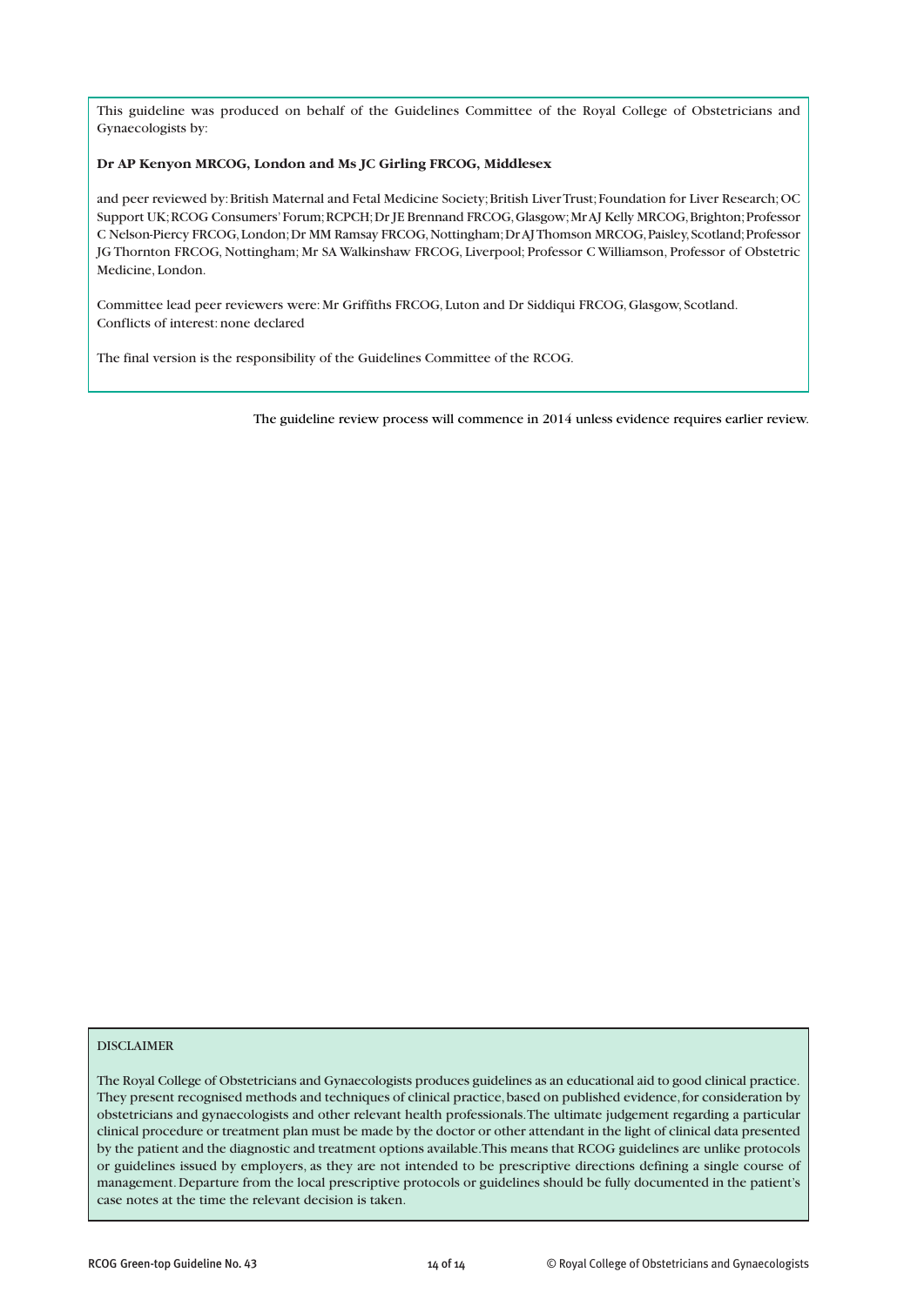This guideline was produced on behalf of the Guidelines Committee of the Royal College of Obstetricians and Gynaecologists by:

**Dr AP Kenyon MRCOG, London and Ms JC Girling FRCOG, Middlesex**

and peer reviewed by: British Maternal and Fetal Medicine Society; British Liver Trust; Foundation for Liver Research; OC Support UK; RCOG Consumers' Forum; RCPCH; Dr JE Brennand FRCOG, Glasgow; Mr AJ Kelly MRCOG, Brighton; Professor C Nelson-Piercy FRCOG, London; Dr MM Ramsay FRCOG, Nottingham; Dr AJ Thomson MRCOG, Paisley, Scotland; Professor JG Thornton FRCOG, Nottingham; Mr SA Walkinshaw FRCOG, Liverpool; Professor C Williamson, Professor of Obstetric Medicine, London.

Committee lead peer reviewers were: Mr Griffiths FRCOG, Luton and Dr Siddiqui FRCOG, Glasgow, Scotland.
Conflicts of interest: none declared

The final version is the responsibility of the Guidelines Committee of the RCOG.

The guideline review process will commence in 2014 unless evidence requires earlier review.

DISCLAIMER

The Royal College of Obstetricians and Gynaecologists produces guidelines as an educational aid to good clinical practice. They present recognised methods and techniques of clinical practice, based on published evidence, for consideration by obstetricians and gynaecologists and other relevant health professionals. The ultimate judgement regarding a particular clinical procedure or treatment plan must be made by the doctor or other attendant in the light of clinical data presented by the patient and the diagnostic and treatment options available. This means that RCOG guidelines are unlike protocols or guidelines issued by employers, as they are not intended to be prescriptive directions defining a single course of management. Departure from the local prescriptive protocols or guidelines should be fully documented in the patient's case notes at the time the relevant decision is taken.